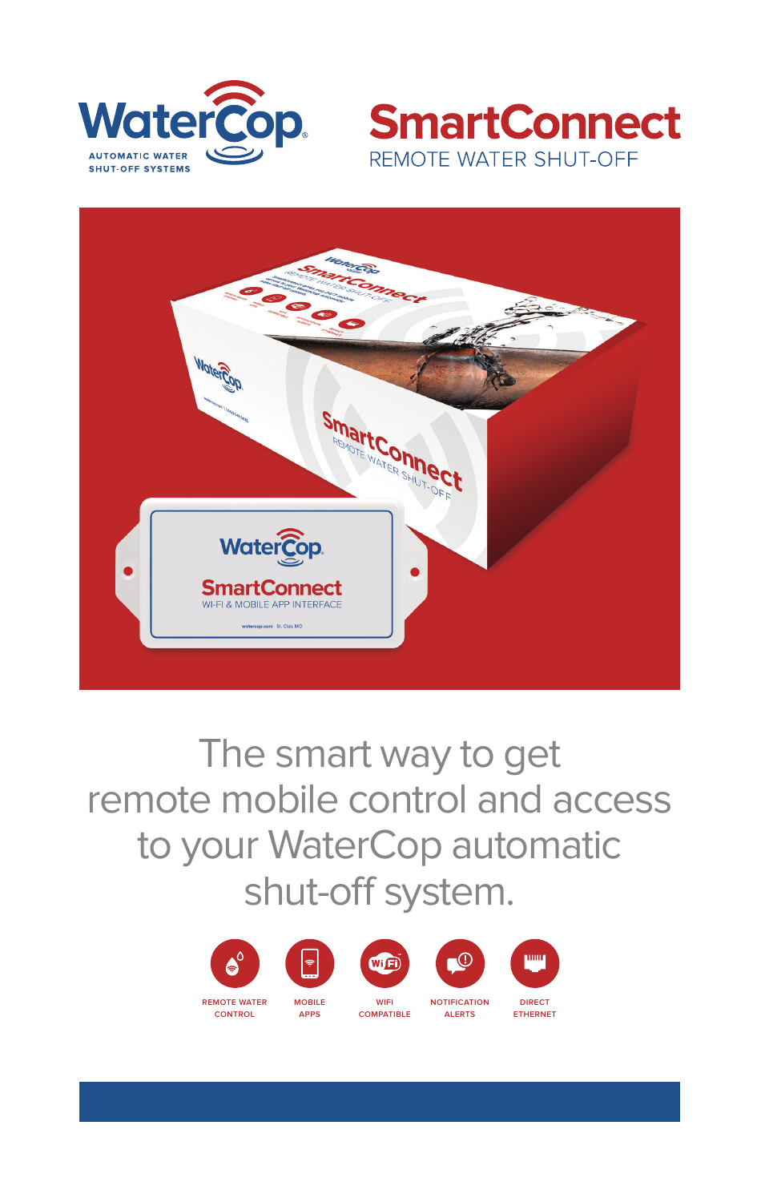WaterCop®

AUTOMATIC WATER SHUT-OFF SYSTEMS

# SmartConnect

## REMOTE WATER SHUT-OFF

The smart way to get remote mobile control and access to your WaterCop automatic shut-off system.

- REMOTE WATER CONTROL
- MOBILE APPS
- WIFI COMPATIBLE
- NOTIFICATION ALERTS
- DIRECT ETHERNET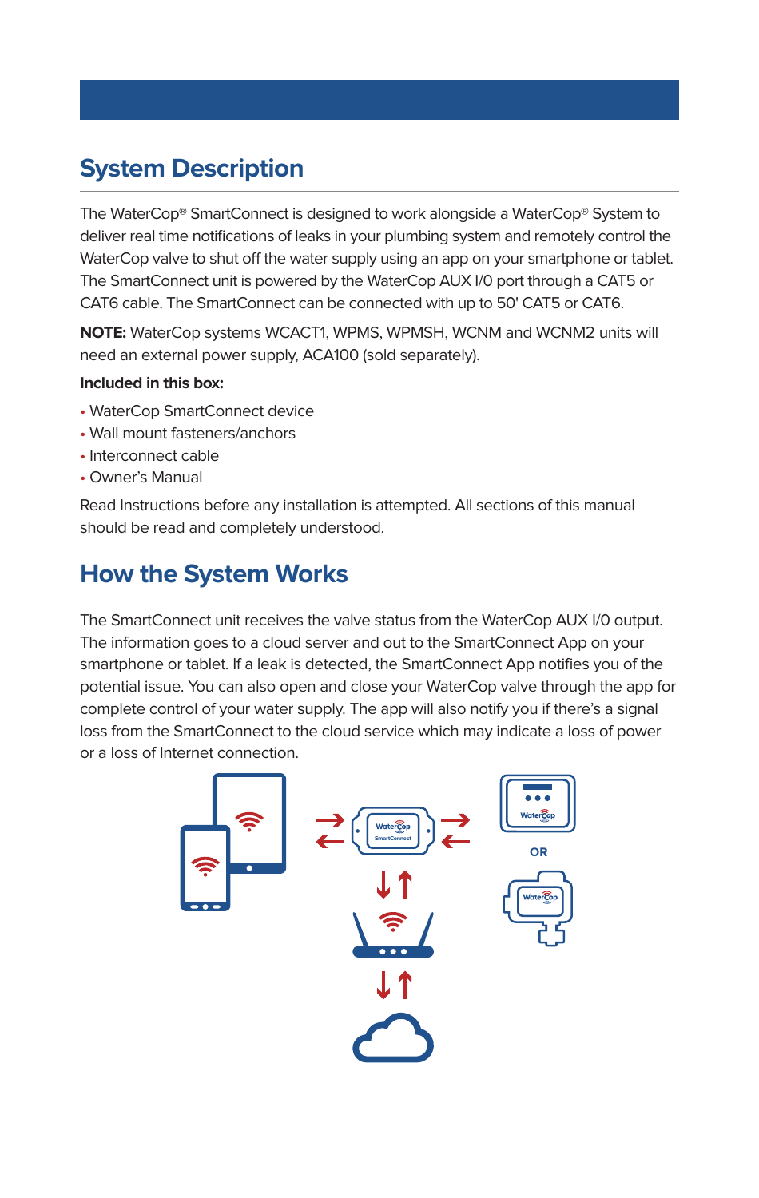## System Description

The WaterCop® SmartConnect is designed to work alongside a WaterCop® System to deliver real time notifications of leaks in your plumbing system and remotely control the WaterCop valve to shut off the water supply using an app on your smartphone or tablet. The SmartConnect unit is powered by the WaterCop AUX I/O port through a CAT5 or CAT6 cable. The SmartConnect can be connected with up to 50' CAT5 or CAT6.

**NOTE:** WaterCop systems WCACT1, WPMS, WPMSH, WCNM and WCNM2 units will need an external power supply, ACA100 (sold separately).

**Included in this box:**

- WaterCop SmartConnect device
- Wall mount fasteners/anchors
- Interconnect cable
- Owner's Manual

Read Instructions before any installation is attempted. All sections of this manual should be read and completely understood.

## How the System Works

The SmartConnect unit receives the valve status from the WaterCop AUX I/O output. The information goes to a cloud server and out to the SmartConnect App on your smartphone or tablet. If a leak is detected, the SmartConnect App notifies you of the potential issue. You can also open and close your WaterCop valve through the app for complete control of your water supply. The app will also notify you if there's a signal loss from the SmartConnect to the cloud service which may indicate a loss of power or a loss of Internet connection.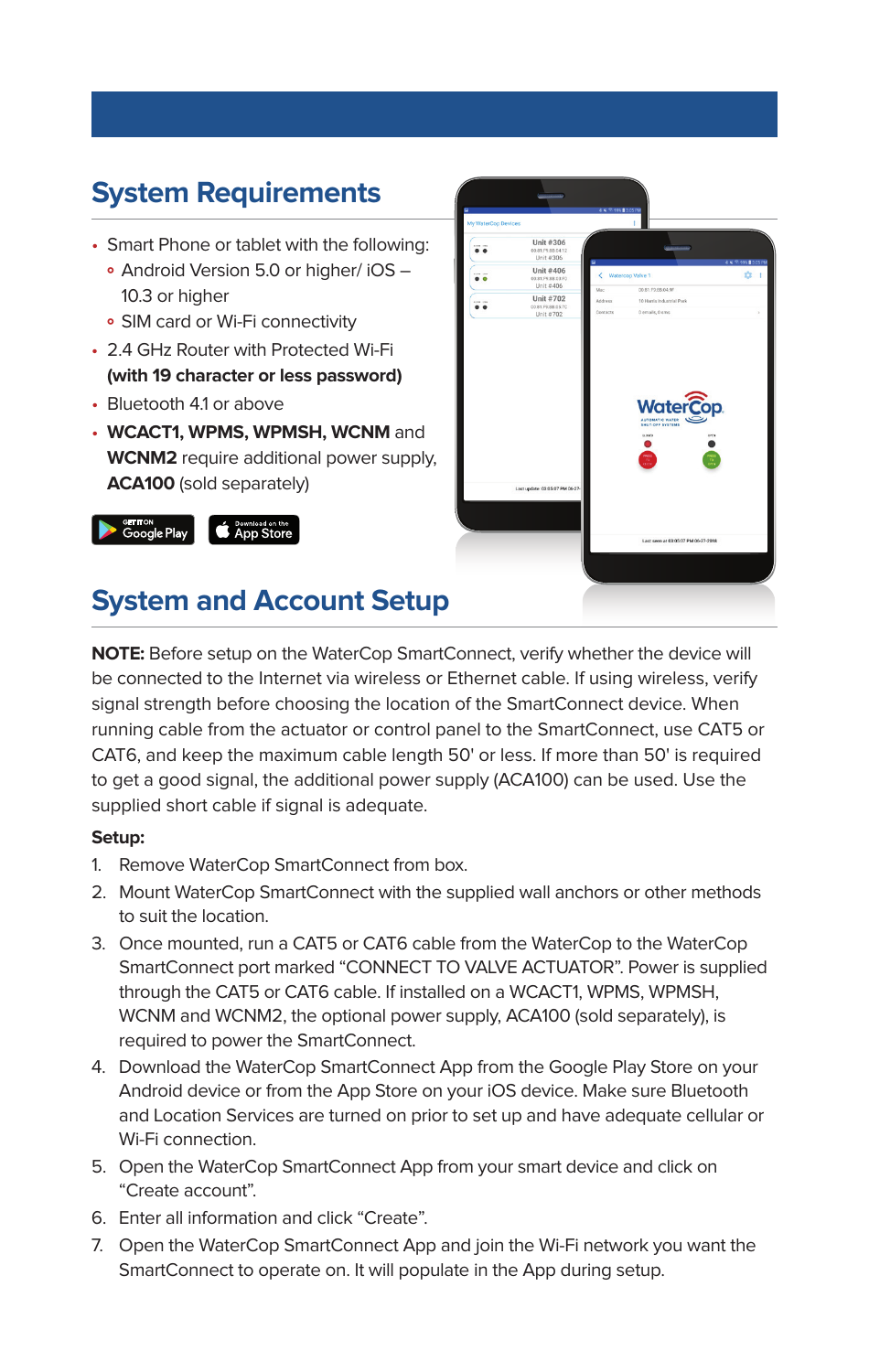## System Requirements

- Smart Phone or tablet with the following:
  - Android Version 5.0 or higher/ iOS – 10.3 or higher
  - SIM card or Wi-Fi connectivity
- 2.4 GHz Router with Protected Wi-Fi **(with 19 character or less password)**
- Bluetooth 4.1 or above
- **WCACT1, WPMS, WPMSH, WCNM** and **WCNM2** require additional power supply, **ACA100** (sold separately)

## System and Account Setup

**NOTE:** Before setup on the WaterCop SmartConnect, verify whether the device will be connected to the Internet via wireless or Ethernet cable. If using wireless, verify signal strength before choosing the location of the SmartConnect device. When running cable from the actuator or control panel to the SmartConnect, use CAT5 or CAT6, and keep the maximum cable length 50' or less. If more than 50' is required to get a good signal, the additional power supply (ACA100) can be used. Use the supplied short cable if signal is adequate.

**Setup:**

1. Remove WaterCop SmartConnect from box.
2. Mount WaterCop SmartConnect with the supplied wall anchors or other methods to suit the location.
3. Once mounted, run a CAT5 or CAT6 cable from the WaterCop to the WaterCop SmartConnect port marked "CONNECT TO VALVE ACTUATOR". Power is supplied through the CAT5 or CAT6 cable. If installed on a WCACT1, WPMS, WPMSH, WCNM and WCNM2, the optional power supply, ACA100 (sold separately), is required to power the SmartConnect.
4. Download the WaterCop SmartConnect App from the Google Play Store on your Android device or from the App Store on your iOS device. Make sure Bluetooth and Location Services are turned on prior to set up and have adequate cellular or Wi-Fi connection.
5. Open the WaterCop SmartConnect App from your smart device and click on "Create account".
6. Enter all information and click "Create".
7. Open the WaterCop SmartConnect App and join the Wi-Fi network you want the SmartConnect to operate on. It will populate in the App during setup.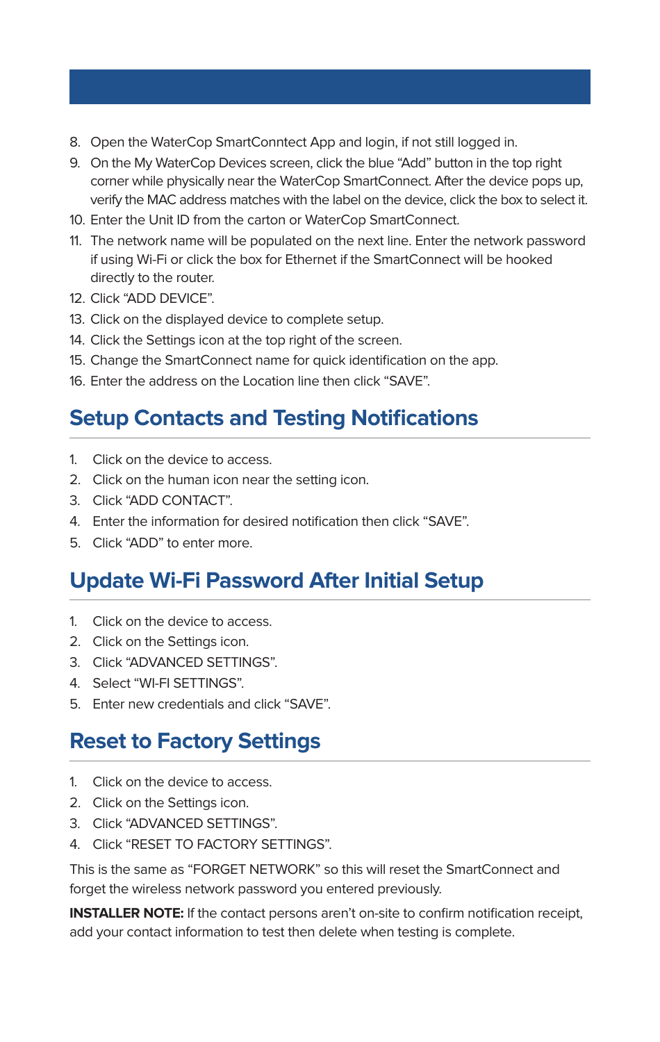8. Open the WaterCop SmartConntect App and login, if not still logged in.
9. On the My WaterCop Devices screen, click the blue "Add" button in the top right corner while physically near the WaterCop SmartConnect. After the device pops up, verify the MAC address matches with the label on the device, click the box to select it.
10. Enter the Unit ID from the carton or WaterCop SmartConnect.
11. The network name will be populated on the next line. Enter the network password if using Wi-Fi or click the box for Ethernet if the SmartConnect will be hooked directly to the router.
12. Click "ADD DEVICE".
13. Click on the displayed device to complete setup.
14. Click the Settings icon at the top right of the screen.
15. Change the SmartConnect name for quick identification on the app.
16. Enter the address on the Location line then click "SAVE".

## Setup Contacts and Testing Notifications

1. Click on the device to access.
2. Click on the human icon near the setting icon.
3. Click "ADD CONTACT".
4. Enter the information for desired notification then click "SAVE".
5. Click "ADD" to enter more.

## Update Wi-Fi Password After Initial Setup

1. Click on the device to access.
2. Click on the Settings icon.
3. Click "ADVANCED SETTINGS".
4. Select "WI-FI SETTINGS".
5. Enter new credentials and click "SAVE".

## Reset to Factory Settings

1. Click on the device to access.
2. Click on the Settings icon.
3. Click "ADVANCED SETTINGS".
4. Click "RESET TO FACTORY SETTINGS".

This is the same as "FORGET NETWORK" so this will reset the SmartConnect and forget the wireless network password you entered previously.

**INSTALLER NOTE:** If the contact persons aren't on-site to confirm notification receipt, add your contact information to test then delete when testing is complete.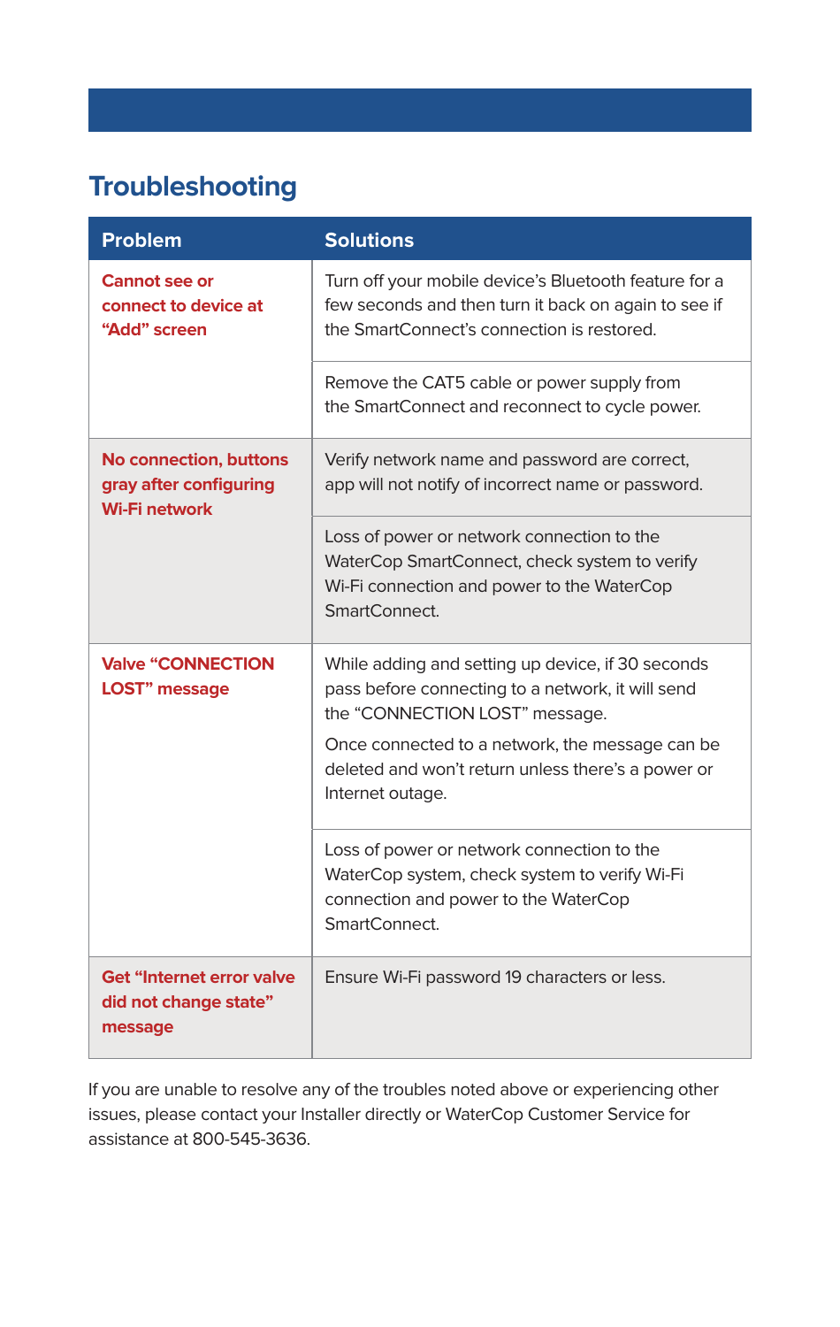## Troubleshooting

| Problem | Solutions |
| --- | --- |
| **Cannot see or connect to device at "Add" screen** | Turn off your mobile device's Bluetooth feature for a few seconds and then turn it back on again to see if the SmartConnect's connection is restored. |
| | Remove the CAT5 cable or power supply from the SmartConnect and reconnect to cycle power. |
| **No connection, buttons gray after configuring Wi-Fi network** | Verify network name and password are correct, app will not notify of incorrect name or password. |
| | Loss of power or network connection to the WaterCop SmartConnect, check system to verify Wi-Fi connection and power to the WaterCop SmartConnect. |
| **Valve "CONNECTION LOST" message** | While adding and setting up device, if 30 seconds pass before connecting to a network, it will send the "CONNECTION LOST" message. Once connected to a network, the message can be deleted and won't return unless there's a power or Internet outage. |
| | Loss of power or network connection to the WaterCop system, check system to verify Wi-Fi connection and power to the WaterCop SmartConnect. |
| **Get "Internet error valve did not change state" message** | Ensure Wi-Fi password 19 characters or less. |

If you are unable to resolve any of the troubles noted above or experiencing other issues, please contact your Installer directly or WaterCop Customer Service for assistance at 800-545-3636.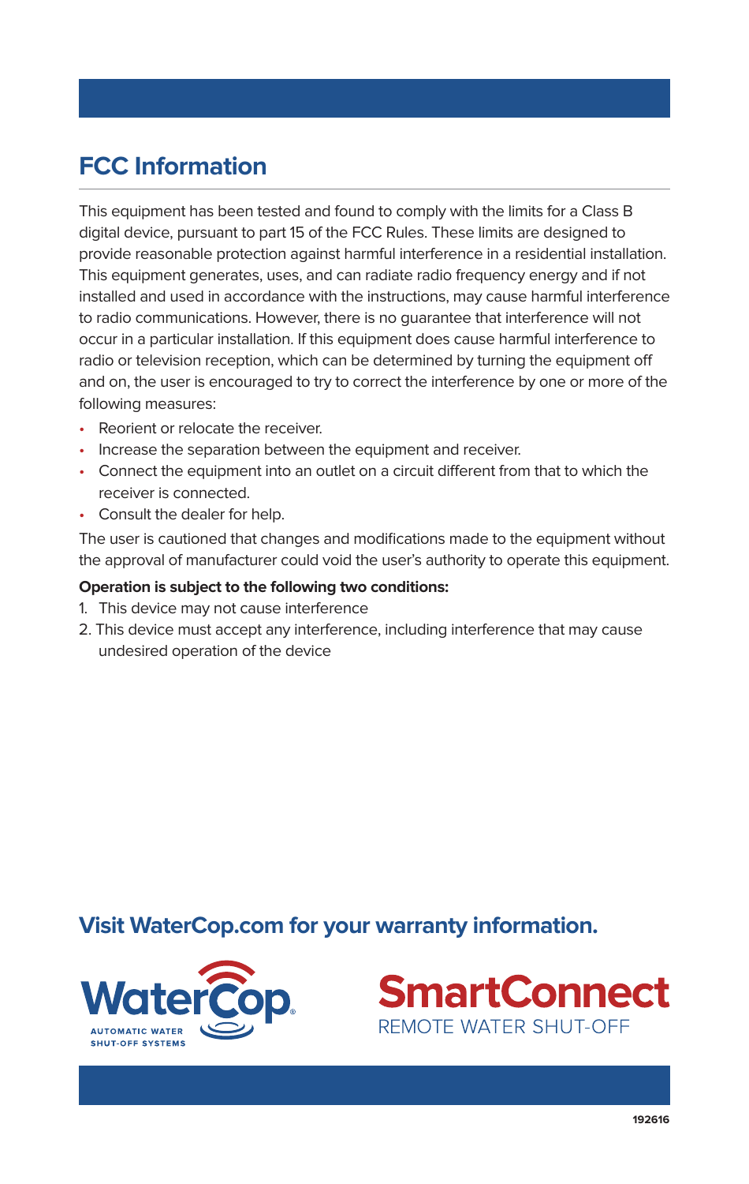## FCC Information

This equipment has been tested and found to comply with the limits for a Class B digital device, pursuant to part 15 of the FCC Rules. These limits are designed to provide reasonable protection against harmful interference in a residential installation. This equipment generates, uses, and can radiate radio frequency energy and if not installed and used in accordance with the instructions, may cause harmful interference to radio communications. However, there is no guarantee that interference will not occur in a particular installation. If this equipment does cause harmful interference to radio or television reception, which can be determined by turning the equipment off and on, the user is encouraged to try to correct the interference by one or more of the following measures:

- Reorient or relocate the receiver.
- Increase the separation between the equipment and receiver.
- Connect the equipment into an outlet on a circuit different from that to which the receiver is connected.
- Consult the dealer for help.

The user is cautioned that changes and modifications made to the equipment without the approval of manufacturer could void the user's authority to operate this equipment.

**Operation is subject to the following two conditions:**

1. This device may not cause interference
2. This device must accept any interference, including interference that may cause undesired operation of the device

**Visit WaterCop.com for your warranty information.**

WaterCop®
AUTOMATIC WATER SHUT-OFF SYSTEMS

SmartConnect
REMOTE WATER SHUT-OFF

192616